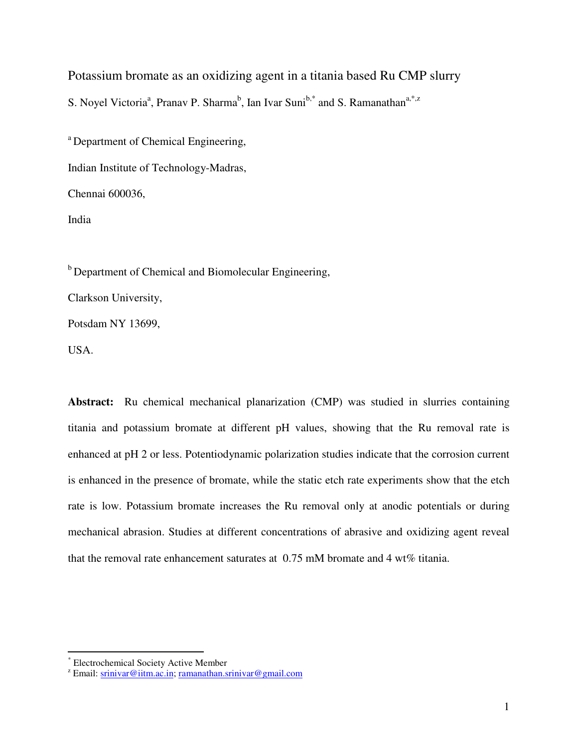# Potassium bromate as an oxidizing agent in a titania based Ru CMP slurry

S. Noyel Victoria[a], Pranav P. Sharma[b], Ian Ivar Suni[b,*] and S. Ramanathan[a,*,z]

[a] Department of Chemical Engineering,

Indian Institute of Technology-Madras,

Chennai 600036,

India

[b] Department of Chemical and Biomolecular Engineering,

Clarkson University,

Potsdam NY 13699,

USA.

**Abstract:** Ru chemical mechanical planarization (CMP) was studied in slurries containing titania and potassium bromate at different pH values, showing that the Ru removal rate is enhanced at pH 2 or less. Potentiodynamic polarization studies indicate that the corrosion current is enhanced in the presence of bromate, while the static etch rate experiments show that the etch rate is low. Potassium bromate increases the Ru removal only at anodic potentials or during mechanical abrasion. Studies at different concentrations of abrasive and oxidizing agent reveal that the removal rate enhancement saturates at 0.75 mM bromate and 4 wt% titania.

[*] Electrochemical Society Active Member

[z] Email: srinivar@iitm.ac.in; ramanathan.srinivar@gmail.com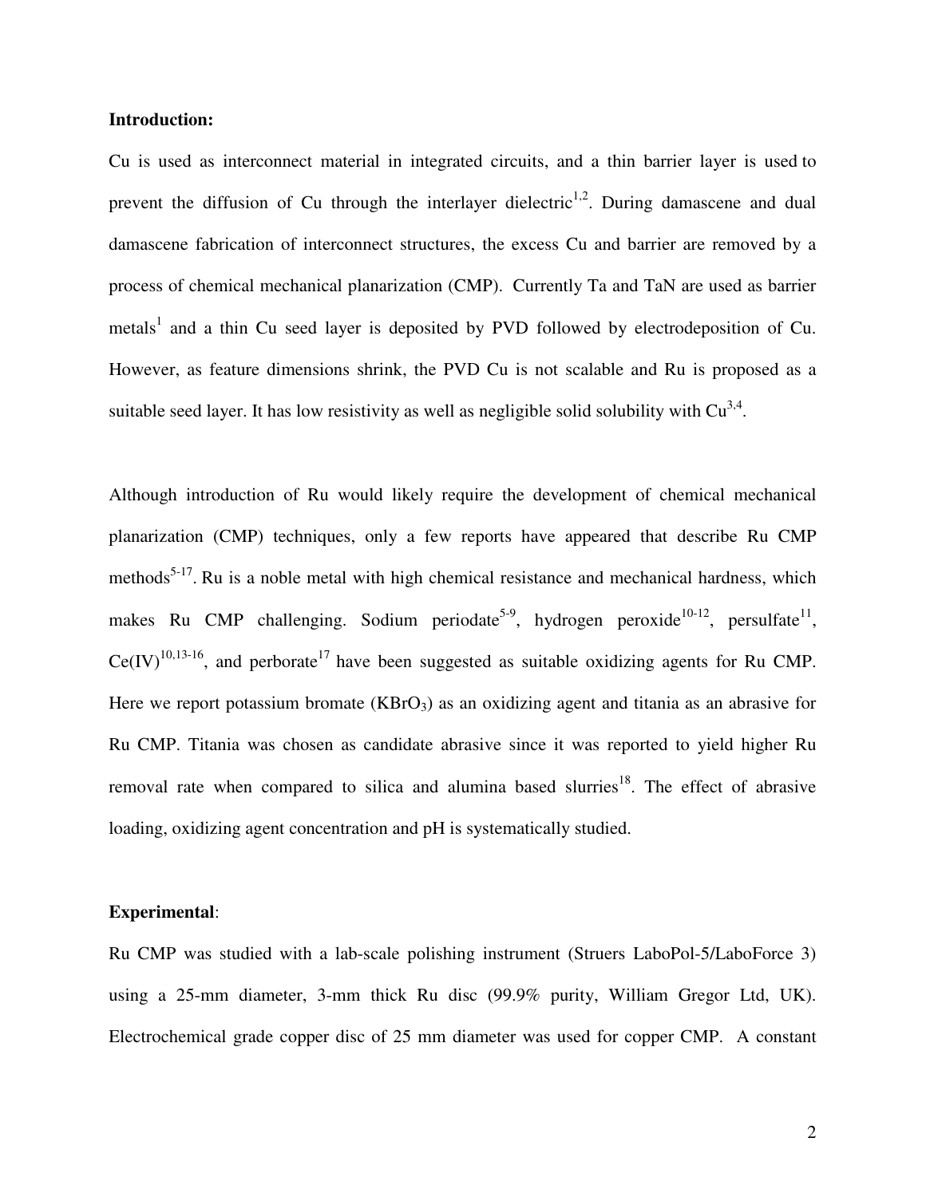**Introduction:**

Cu is used as interconnect material in integrated circuits, and a thin barrier layer is used to prevent the diffusion of Cu through the interlayer dielectric[1,2]. During damascene and dual damascene fabrication of interconnect structures, the excess Cu and barrier are removed by a process of chemical mechanical planarization (CMP). Currently Ta and TaN are used as barrier metals[1] and a thin Cu seed layer is deposited by PVD followed by electrodeposition of Cu. However, as feature dimensions shrink, the PVD Cu is not scalable and Ru is proposed as a suitable seed layer. It has low resistivity as well as negligible solid solubility with Cu[3,4].

Although introduction of Ru would likely require the development of chemical mechanical planarization (CMP) techniques, only a few reports have appeared that describe Ru CMP methods[5-17]. Ru is a noble metal with high chemical resistance and mechanical hardness, which makes Ru CMP challenging. Sodium periodate[5-9], hydrogen peroxide[10-12], persulfate[11], Ce(IV)[10,13-16], and perborate[17] have been suggested as suitable oxidizing agents for Ru CMP. Here we report potassium bromate ($KBrO_3$) as an oxidizing agent and titania as an abrasive for Ru CMP. Titania was chosen as candidate abrasive since it was reported to yield higher Ru removal rate when compared to silica and alumina based slurries[18]. The effect of abrasive loading, oxidizing agent concentration and pH is systematically studied.

**Experimental**:

Ru CMP was studied with a lab-scale polishing instrument (Struers LaboPol-5/LaboForce 3) using a 25-mm diameter, 3-mm thick Ru disc (99.9% purity, William Gregor Ltd, UK). Electrochemical grade copper disc of 25 mm diameter was used for copper CMP. A constant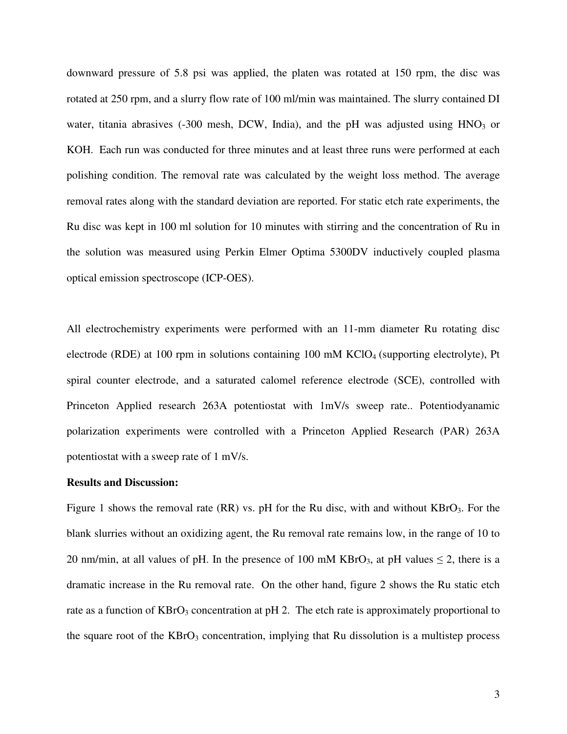downward pressure of 5.8 psi was applied, the platen was rotated at 150 rpm, the disc was rotated at 250 rpm, and a slurry flow rate of 100 ml/min was maintained. The slurry contained DI water, titania abrasives (-300 mesh, DCW, India), and the pH was adjusted using $HNO_3$ or KOH. Each run was conducted for three minutes and at least three runs were performed at each polishing condition. The removal rate was calculated by the weight loss method. The average removal rates along with the standard deviation are reported. For static etch rate experiments, the Ru disc was kept in 100 ml solution for 10 minutes with stirring and the concentration of Ru in the solution was measured using Perkin Elmer Optima 5300DV inductively coupled plasma optical emission spectroscope (ICP-OES).

All electrochemistry experiments were performed with an 11-mm diameter Ru rotating disc electrode (RDE) at 100 rpm in solutions containing 100 mM $KClO_4$ (supporting electrolyte), Pt spiral counter electrode, and a saturated calomel reference electrode (SCE), controlled with Princeton Applied research 263A potentiostat with 1mV/s sweep rate.. Potentiodyanamic polarization experiments were controlled with a Princeton Applied Research (PAR) 263A potentiostat with a sweep rate of 1 mV/s.

**Results and Discussion:**

Figure 1 shows the removal rate (RR) vs. pH for the Ru disc, with and without $KBrO_3$. For the blank slurries without an oxidizing agent, the Ru removal rate remains low, in the range of 10 to 20 nm/min, at all values of pH. In the presence of 100 mM $KBrO_3$, at pH values $\leq 2$, there is a dramatic increase in the Ru removal rate. On the other hand, figure 2 shows the Ru static etch rate as a function of $KBrO_3$ concentration at pH 2. The etch rate is approximately proportional to the square root of the $KBrO_3$ concentration, implying that Ru dissolution is a multistep process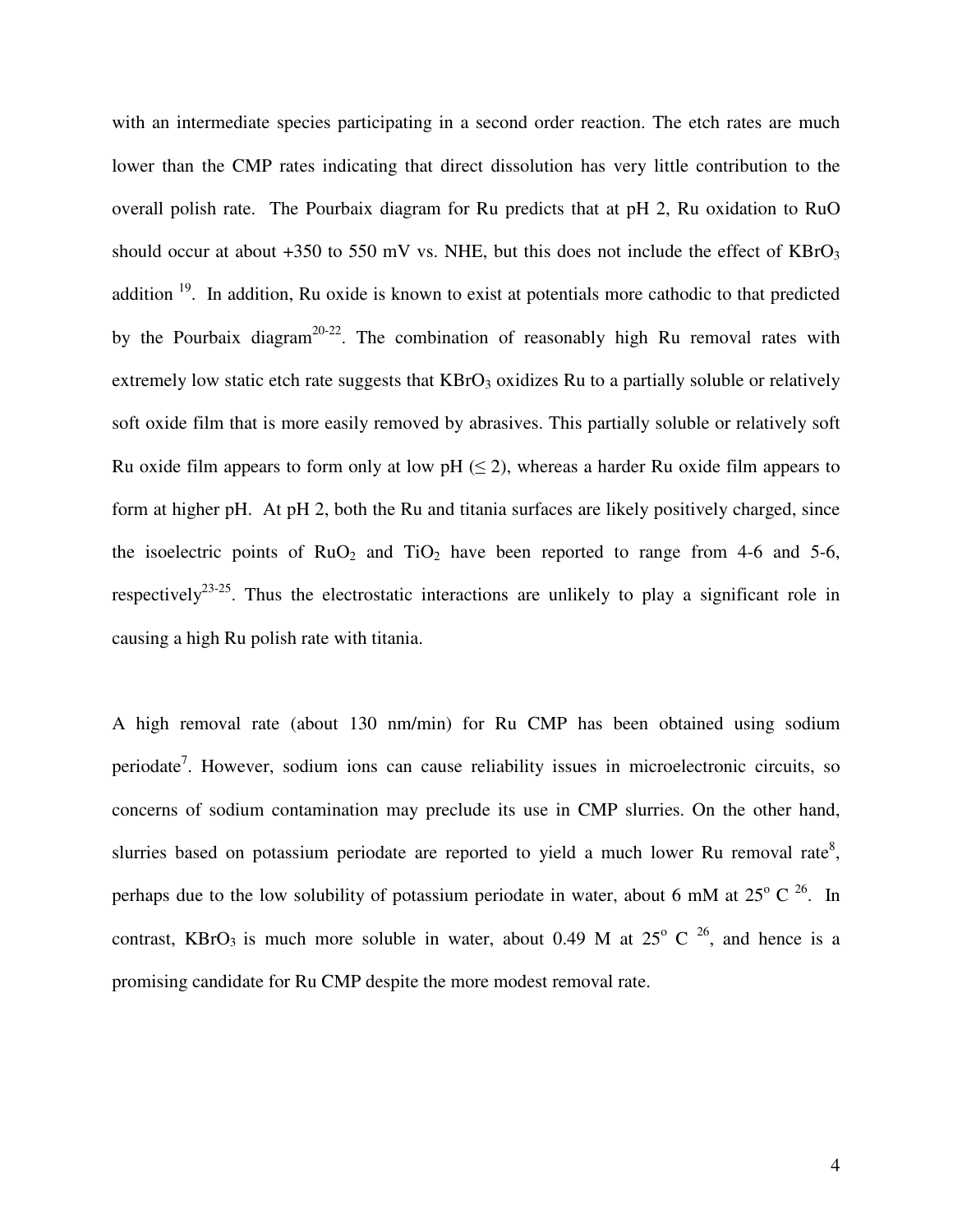with an intermediate species participating in a second order reaction. The etch rates are much lower than the CMP rates indicating that direct dissolution has very little contribution to the overall polish rate. The Pourbaix diagram for Ru predicts that at pH 2, Ru oxidation to RuO should occur at about +350 to 550 mV vs. NHE, but this does not include the effect of $KBrO_3$ addition [19]. In addition, Ru oxide is known to exist at potentials more cathodic to that predicted by the Pourbaix diagram[20-22]. The combination of reasonably high Ru removal rates with extremely low static etch rate suggests that $KBrO_3$ oxidizes Ru to a partially soluble or relatively soft oxide film that is more easily removed by abrasives. This partially soluble or relatively soft Ru oxide film appears to form only at low pH ($\leq 2$), whereas a harder Ru oxide film appears to form at higher pH. At pH 2, both the Ru and titania surfaces are likely positively charged, since the isoelectric points of $RuO_2$ and $TiO_2$ have been reported to range from 4-6 and 5-6, respectively[23-25]. Thus the electrostatic interactions are unlikely to play a significant role in causing a high Ru polish rate with titania.

A high removal rate (about 130 nm/min) for Ru CMP has been obtained using sodium periodate[7]. However, sodium ions can cause reliability issues in microelectronic circuits, so concerns of sodium contamination may preclude its use in CMP slurries. On the other hand, slurries based on potassium periodate are reported to yield a much lower Ru removal rate[8], perhaps due to the low solubility of potassium periodate in water, about 6 mM at 25° C [26]. In contrast, $KBrO_3$ is much more soluble in water, about 0.49 M at 25° C [26], and hence is a promising candidate for Ru CMP despite the more modest removal rate.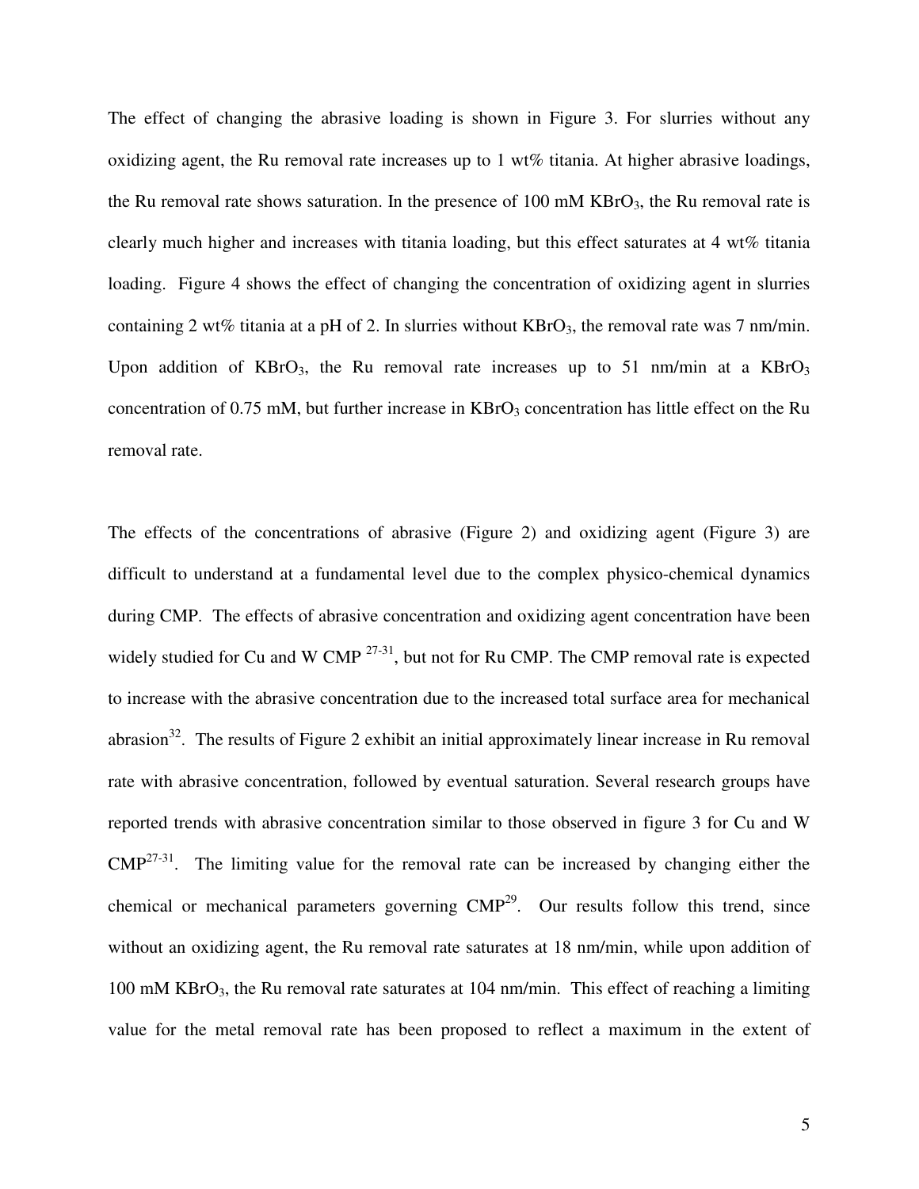The effect of changing the abrasive loading is shown in Figure 3. For slurries without any oxidizing agent, the Ru removal rate increases up to 1 wt% titania. At higher abrasive loadings, the Ru removal rate shows saturation. In the presence of 100 mM $KBrO_3$, the Ru removal rate is clearly much higher and increases with titania loading, but this effect saturates at 4 wt% titania loading. Figure 4 shows the effect of changing the concentration of oxidizing agent in slurries containing 2 wt% titania at a pH of 2. In slurries without $KBrO_3$, the removal rate was 7 nm/min. Upon addition of $KBrO_3$, the Ru removal rate increases up to 51 nm/min at a $KBrO_3$ concentration of 0.75 mM, but further increase in $KBrO_3$ concentration has little effect on the Ru removal rate.

The effects of the concentrations of abrasive (Figure 2) and oxidizing agent (Figure 3) are difficult to understand at a fundamental level due to the complex physico-chemical dynamics during CMP. The effects of abrasive concentration and oxidizing agent concentration have been widely studied for Cu and W CMP [27-31], but not for Ru CMP. The CMP removal rate is expected to increase with the abrasive concentration due to the increased total surface area for mechanical abrasion[32]. The results of Figure 2 exhibit an initial approximately linear increase in Ru removal rate with abrasive concentration, followed by eventual saturation. Several research groups have reported trends with abrasive concentration similar to those observed in figure 3 for Cu and W CMP[27-31]. The limiting value for the removal rate can be increased by changing either the chemical or mechanical parameters governing CMP[29]. Our results follow this trend, since without an oxidizing agent, the Ru removal rate saturates at 18 nm/min, while upon addition of 100 mM $KBrO_3$, the Ru removal rate saturates at 104 nm/min. This effect of reaching a limiting value for the metal removal rate has been proposed to reflect a maximum in the extent of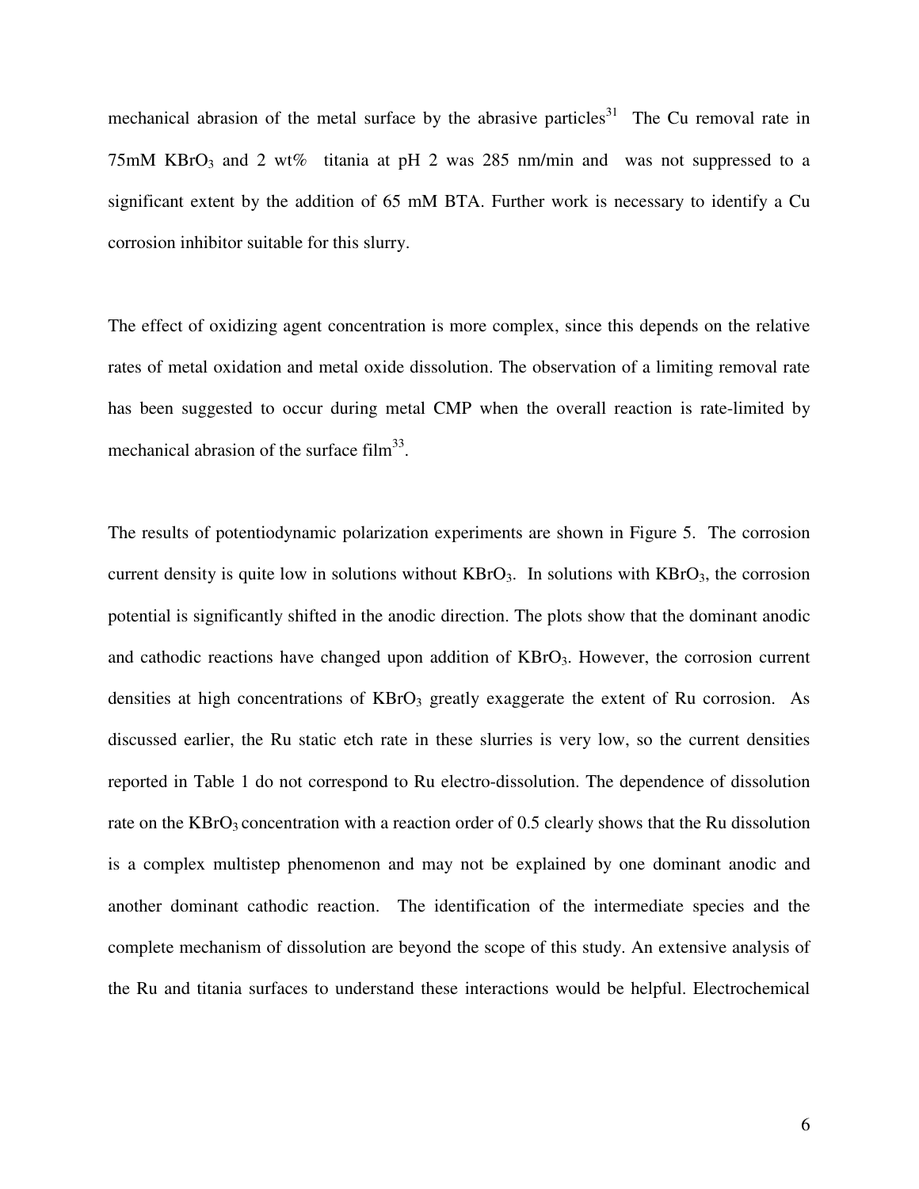mechanical abrasion of the metal surface by the abrasive particles[31] The Cu removal rate in 75mM $KBrO_3$ and 2 wt% titania at pH 2 was 285 nm/min and was not suppressed to a significant extent by the addition of 65 mM BTA. Further work is necessary to identify a Cu corrosion inhibitor suitable for this slurry.

The effect of oxidizing agent concentration is more complex, since this depends on the relative rates of metal oxidation and metal oxide dissolution. The observation of a limiting removal rate has been suggested to occur during metal CMP when the overall reaction is rate-limited by mechanical abrasion of the surface film[33].

The results of potentiodynamic polarization experiments are shown in Figure 5. The corrosion current density is quite low in solutions without $KBrO_3$. In solutions with $KBrO_3$, the corrosion potential is significantly shifted in the anodic direction. The plots show that the dominant anodic and cathodic reactions have changed upon addition of $KBrO_3$. However, the corrosion current densities at high concentrations of $KBrO_3$ greatly exaggerate the extent of Ru corrosion. As discussed earlier, the Ru static etch rate in these slurries is very low, so the current densities reported in Table 1 do not correspond to Ru electro-dissolution. The dependence of dissolution rate on the $KBrO_3$ concentration with a reaction order of 0.5 clearly shows that the Ru dissolution is a complex multistep phenomenon and may not be explained by one dominant anodic and another dominant cathodic reaction. The identification of the intermediate species and the complete mechanism of dissolution are beyond the scope of this study. An extensive analysis of the Ru and titania surfaces to understand these interactions would be helpful. Electrochemical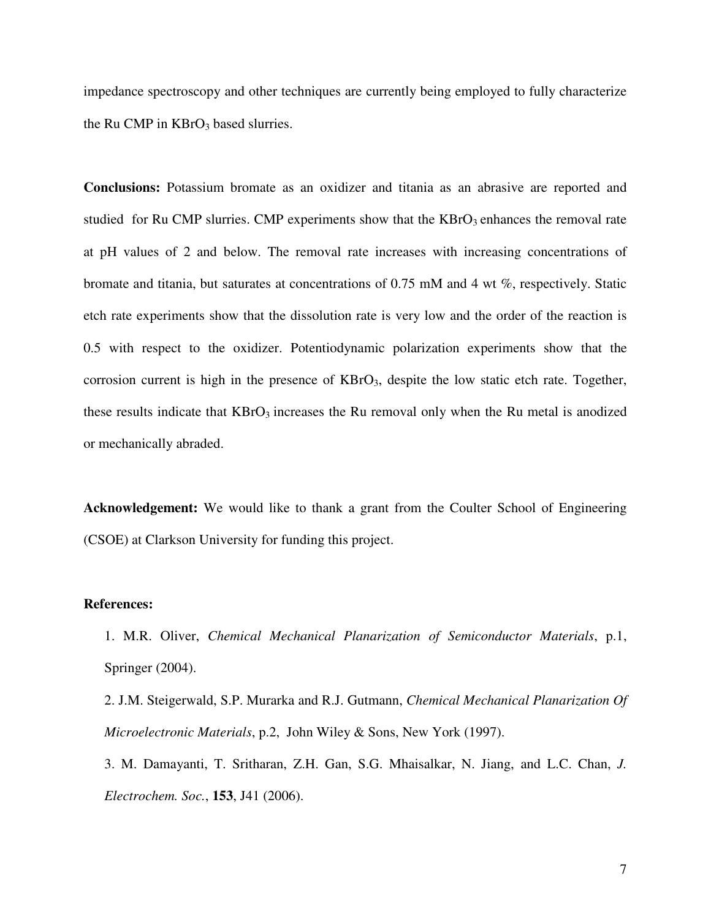impedance spectroscopy and other techniques are currently being employed to fully characterize the Ru CMP in $KBrO_3$ based slurries.

**Conclusions:** Potassium bromate as an oxidizer and titania as an abrasive are reported and studied for Ru CMP slurries. CMP experiments show that the $KBrO_3$ enhances the removal rate at pH values of 2 and below. The removal rate increases with increasing concentrations of bromate and titania, but saturates at concentrations of 0.75 mM and 4 wt %, respectively. Static etch rate experiments show that the dissolution rate is very low and the order of the reaction is 0.5 with respect to the oxidizer. Potentiodynamic polarization experiments show that the corrosion current is high in the presence of $KBrO_3$, despite the low static etch rate. Together, these results indicate that $KBrO_3$ increases the Ru removal only when the Ru metal is anodized or mechanically abraded.

**Acknowledgement:** We would like to thank a grant from the Coulter School of Engineering (CSOE) at Clarkson University for funding this project.

**References:**

1. M.R. Oliver, *Chemical Mechanical Planarization of Semiconductor Materials*, p.1, Springer (2004).
2. J.M. Steigerwald, S.P. Murarka and R.J. Gutmann, *Chemical Mechanical Planarization Of Microelectronic Materials*, p.2, John Wiley & Sons, New York (1997).
3. M. Damayanti, T. Sritharan, Z.H. Gan, S.G. Mhaisalkar, N. Jiang, and L.C. Chan, *J. Electrochem. Soc.*, **153**, J41 (2006).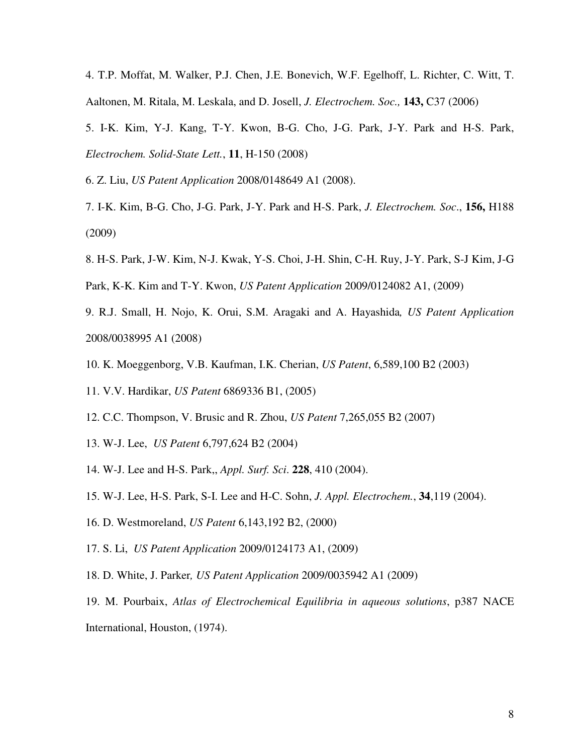4. T.P. Moffat, M. Walker, P.J. Chen, J.E. Bonevich, W.F. Egelhoff, L. Richter, C. Witt, T. Aaltonen, M. Ritala, M. Leskala, and D. Josell, *J. Electrochem. Soc.,* **143,** C37 (2006)

5. I-K. Kim, Y-J. Kang, T-Y. Kwon, B-G. Cho, J-G. Park, J-Y. Park and H-S. Park, *Electrochem. Solid-State Lett.*, **11**, H-150 (2008)

6. Z. Liu, *US Patent Application* 2008/0148649 A1 (2008).

7. I-K. Kim, B-G. Cho, J-G. Park, J-Y. Park and H-S. Park, *J. Electrochem. Soc*., **156,** H188 (2009)

8. H-S. Park, J-W. Kim, N-J. Kwak, Y-S. Choi, J-H. Shin, C-H. Ruy, J-Y. Park, S-J Kim, J-G Park, K-K. Kim and T-Y. Kwon, *US Patent Application* 2009/0124082 A1, (2009)

9. R.J. Small, H. Nojo, K. Orui, S.M. Aragaki and A. Hayashida*, US Patent Application* 2008/0038995 A1 (2008)

10. K. Moeggenborg, V.B. Kaufman, I.K. Cherian, *US Patent*, 6,589,100 B2 (2003)

11. V.V. Hardikar, *US Patent* 6869336 B1, (2005)

12. C.C. Thompson, V. Brusic and R. Zhou, *US Patent* 7,265,055 B2 (2007)

13. W-J. Lee, *US Patent* 6,797,624 B2 (2004)

14. W-J. Lee and H-S. Park,, *Appl. Surf. Sci*. **228**, 410 (2004).

15. W-J. Lee, H-S. Park, S-I. Lee and H-C. Sohn, *J. Appl. Electrochem.*, **34**,119 (2004).

16. D. Westmoreland, *US Patent* 6,143,192 B2, (2000)

17. S. Li, *US Patent Application* 2009/0124173 A1, (2009)

18. D. White, J. Parker*, US Patent Application* 2009/0035942 A1 (2009)

19. M. Pourbaix, *Atlas of Electrochemical Equilibria in aqueous solutions*, p387 NACE International, Houston, (1974).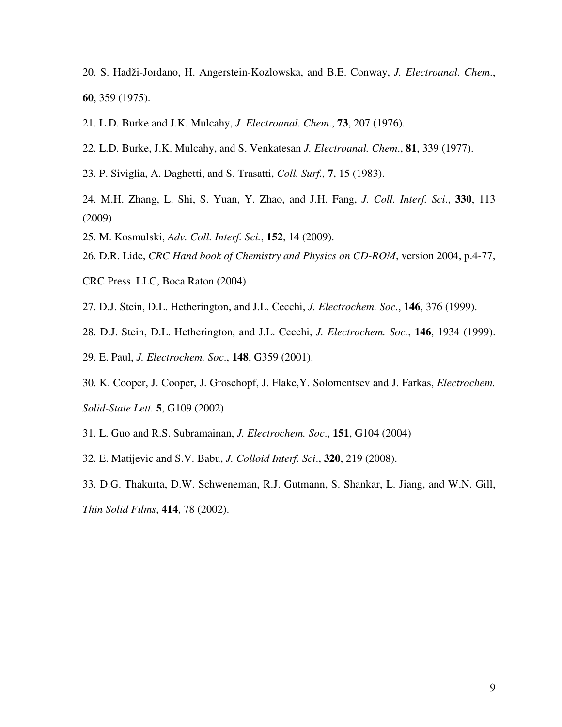20. S. Hadži-Jordano, H. Angerstein-Kozlowska, and B.E. Conway, *J. Electroanal. Chem*., **60**, 359 (1975).

21. L.D. Burke and J.K. Mulcahy, *J. Electroanal. Chem*., **73**, 207 (1976).

22. L.D. Burke, J.K. Mulcahy, and S. Venkatesan *J. Electroanal. Chem*., **81**, 339 (1977).

23. P. Siviglia, A. Daghetti, and S. Trasatti, *Coll. Surf.,* **7**, 15 (1983).

24. M.H. Zhang, L. Shi, S. Yuan, Y. Zhao, and J.H. Fang, *J. Coll. Interf. Sci*., **330**, 113 (2009).

25. M. Kosmulski, *Adv. Coll. Interf. Sci.*, **152**, 14 (2009).

26. D.R. Lide, *CRC Hand book of Chemistry and Physics on CD-ROM*, version 2004, p.4-77, CRC Press LLC, Boca Raton (2004)

27. D.J. Stein, D.L. Hetherington, and J.L. Cecchi, *J. Electrochem. Soc.*, **146**, 376 (1999).

28. D.J. Stein, D.L. Hetherington, and J.L. Cecchi, *J. Electrochem. Soc.*, **146**, 1934 (1999).

29. E. Paul, *J. Electrochem. Soc*., **148**, G359 (2001).

30. K. Cooper, J. Cooper, J. Groschopf, J. Flake,Y. Solomentsev and J. Farkas, *Electrochem. Solid-State Lett.* **5**, G109 (2002)

31. L. Guo and R.S. Subramainan, *J. Electrochem. Soc*., **151**, G104 (2004)

32. E. Matijevic and S.V. Babu, *J. Colloid Interf. Sci*., **320**, 219 (2008).

33. D.G. Thakurta, D.W. Schweneman, R.J. Gutmann, S. Shankar, L. Jiang, and W.N. Gill, *Thin Solid Films*, **414**, 78 (2002).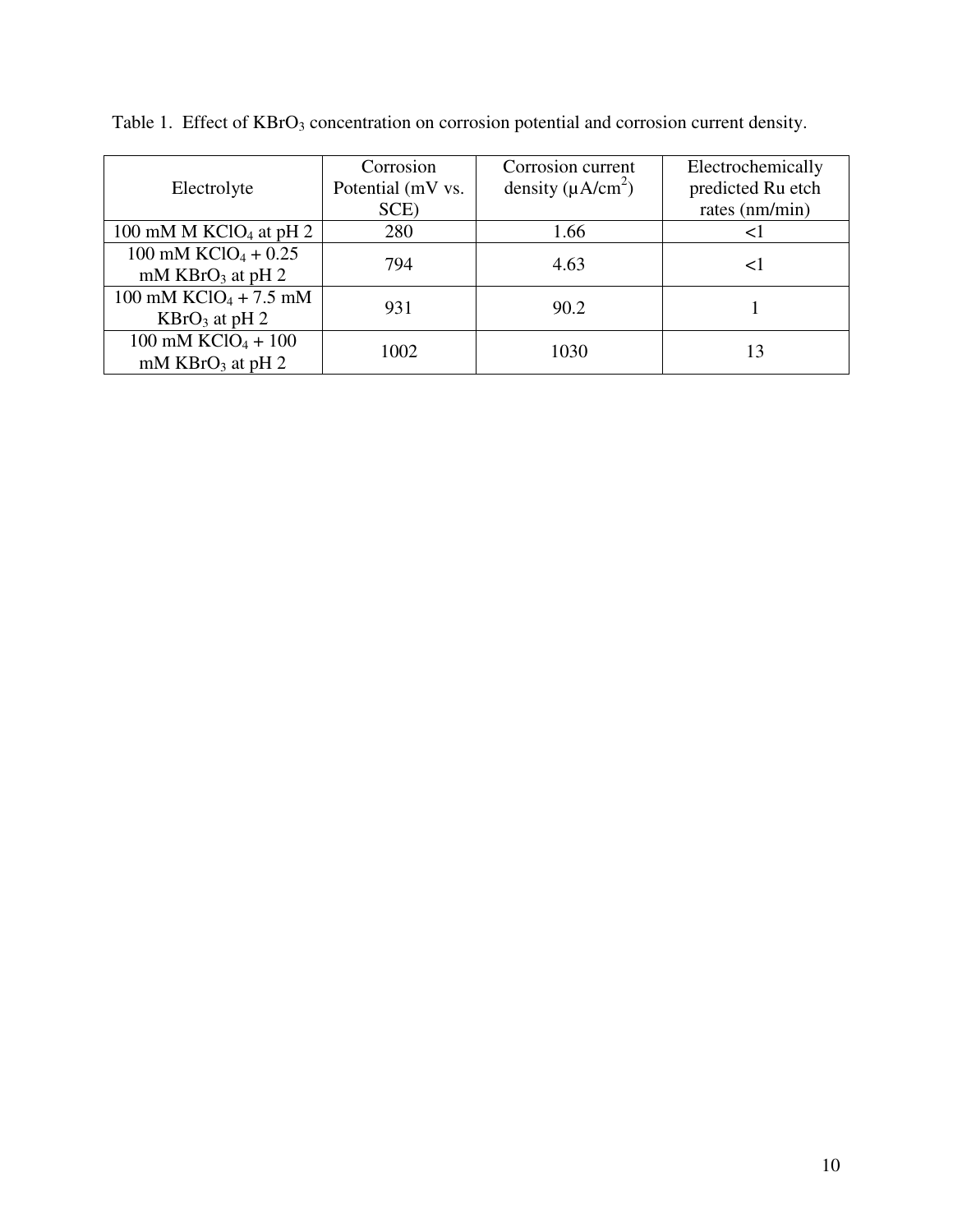Table 1. Effect of $KBrO_3$ concentration on corrosion potential and corrosion current density.

| Electrolyte | Corrosion Potential (mV vs. SCE) | Corrosion current density (μA/cm$^2$) | Electrochemically predicted Ru etch rates (nm/min) |
|---|---|---|---|
| 100 mM M $KClO_4$ at pH 2 | 280 | 1.66 | <1 |
| 100 mM $KClO_4$ + 0.25 mM $KBrO_3$ at pH 2 | 794 | 4.63 | <1 |
| 100 mM $KClO_4$ + 7.5 mM $KBrO_3$ at pH 2 | 931 | 90.2 | 1 |
| 100 mM $KClO_4$ + 100 mM $KBrO_3$ at pH 2 | 1002 | 1030 | 13 |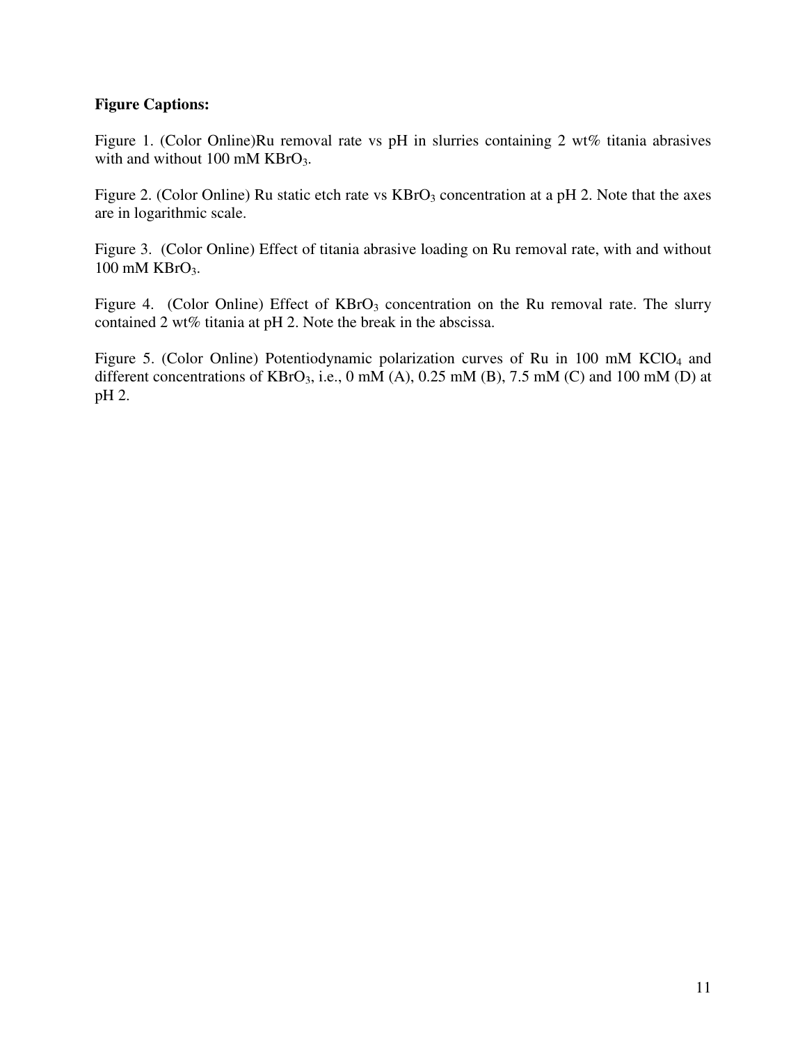**Figure Captions:**

Figure 1. (Color Online)Ru removal rate vs pH in slurries containing 2 wt% titania abrasives with and without 100 mM $KBrO_3$.

Figure 2. (Color Online) Ru static etch rate vs $KBrO_3$ concentration at a pH 2. Note that the axes are in logarithmic scale.

Figure 3. (Color Online) Effect of titania abrasive loading on Ru removal rate, with and without 100 mM $KBrO_3$.

Figure 4. (Color Online) Effect of $KBrO_3$ concentration on the Ru removal rate. The slurry contained 2 wt% titania at pH 2. Note the break in the abscissa.

Figure 5. (Color Online) Potentiodynamic polarization curves of Ru in 100 mM $KClO_4$ and different concentrations of $KBrO_3$, i.e., 0 mM (A), 0.25 mM (B), 7.5 mM (C) and 100 mM (D) at pH 2.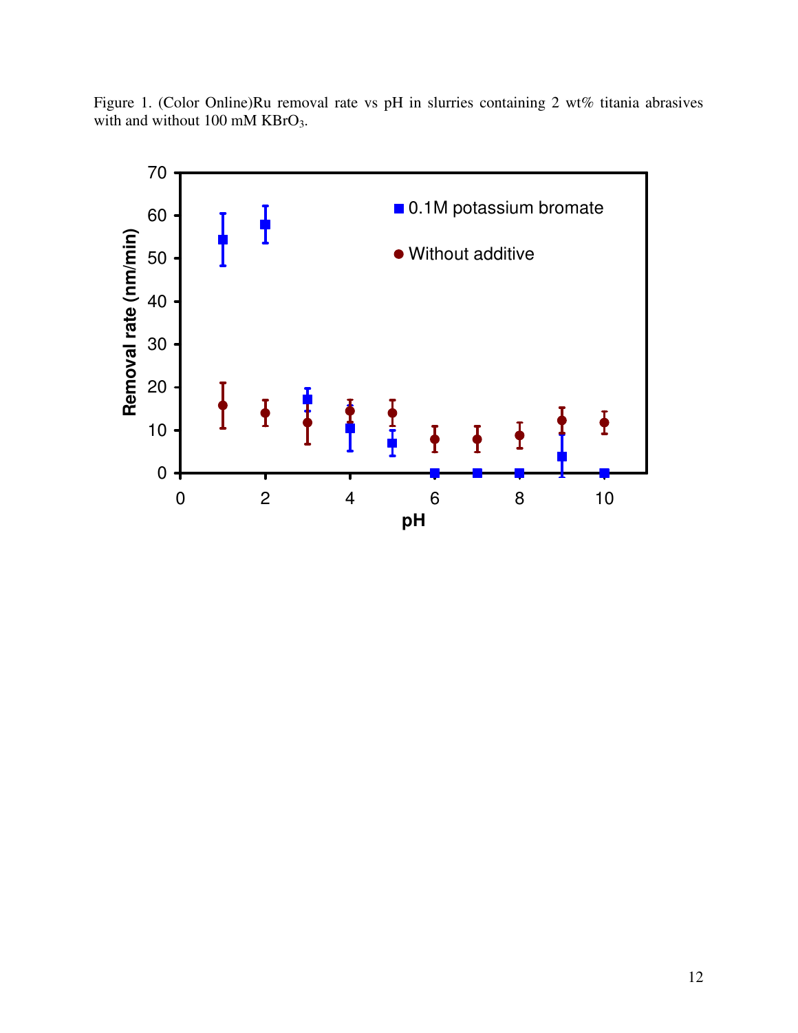Figure 1. (Color Online)Ru removal rate vs pH in slurries containing 2 wt% titania abrasives with and without 100 mM $KBrO_3$.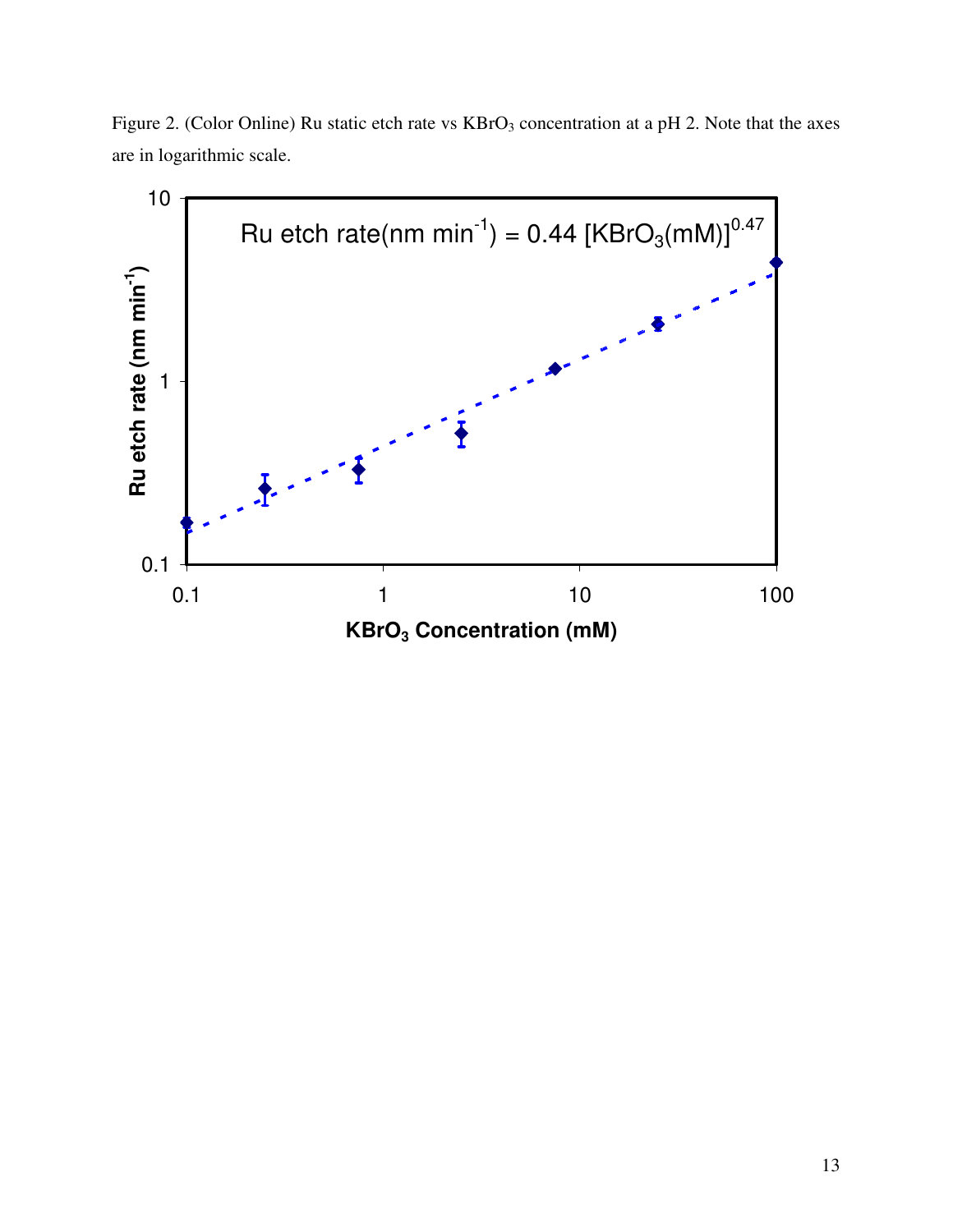Figure 2. (Color Online) Ru static etch rate vs $KBrO_3$ concentration at a pH 2. Note that the axes are in logarithmic scale.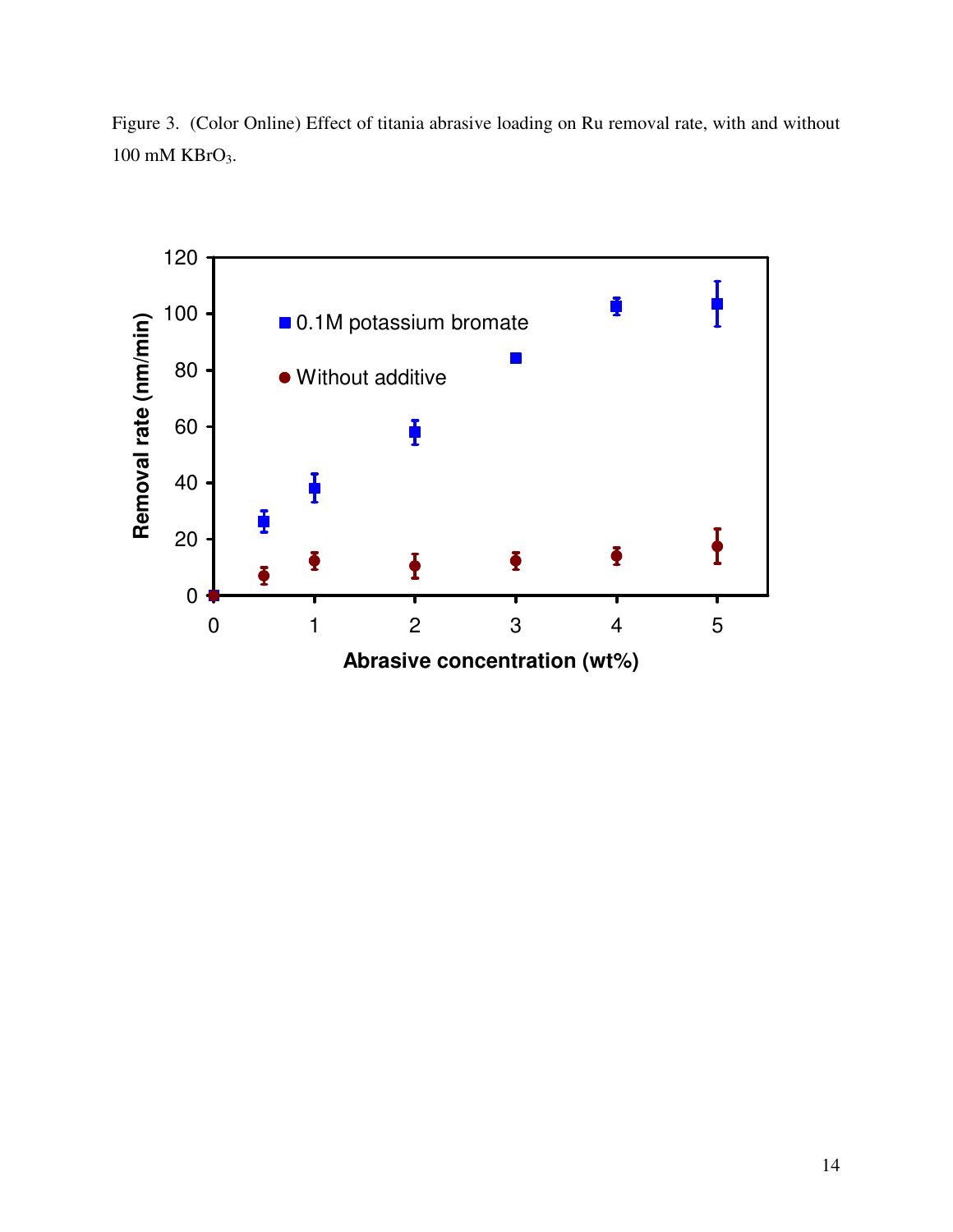Figure 3. (Color Online) Effect of titania abrasive loading on Ru removal rate, with and without 100 mM $KBrO_3$.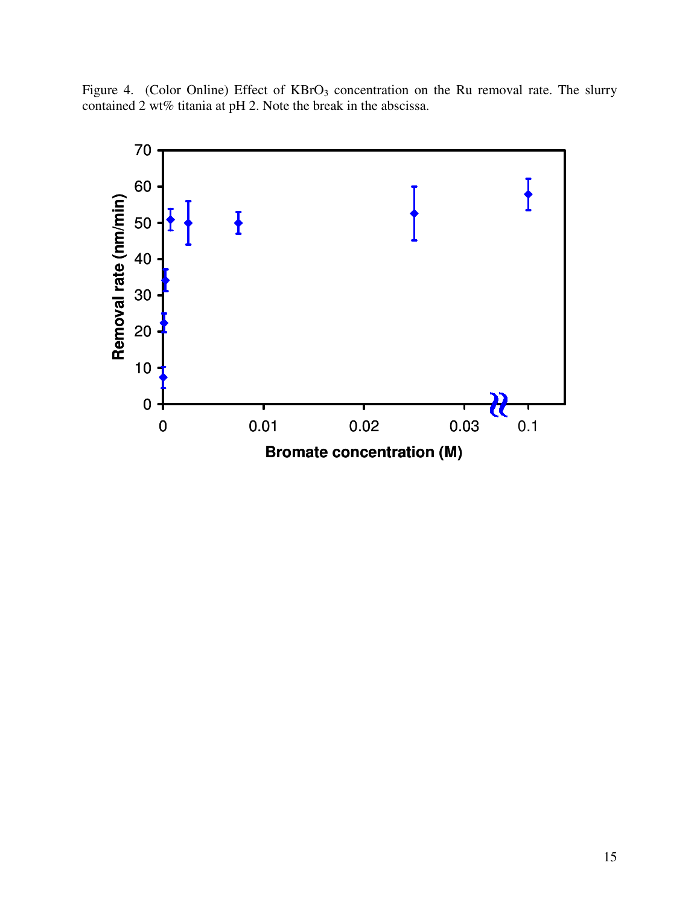Figure 4. (Color Online) Effect of $KBrO_3$ concentration on the Ru removal rate. The slurry contained 2 wt% titania at pH 2. Note the break in the abscissa.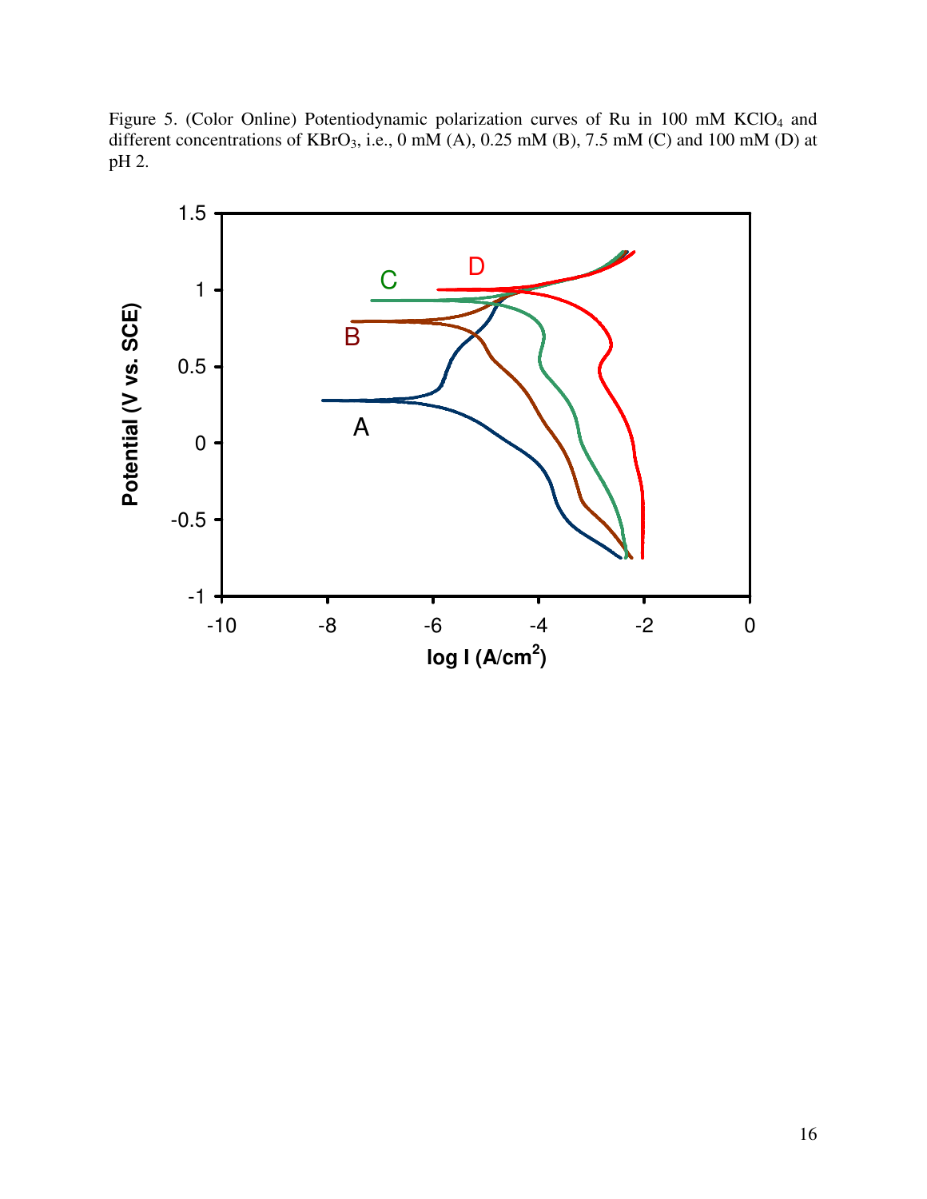Figure 5. (Color Online) Potentiodynamic polarization curves of Ru in 100 mM $KClO_4$ and different concentrations of $KBrO_3$, i.e., 0 mM (A), 0.25 mM (B), 7.5 mM (C) and 100 mM (D) at pH 2.

Potential (V vs. SCE)

1.5
1
0.5
0
-0.5
-1

-10
-8
-6
-4
-2
0

log I (A/cm$^2$)

A
B
C
D